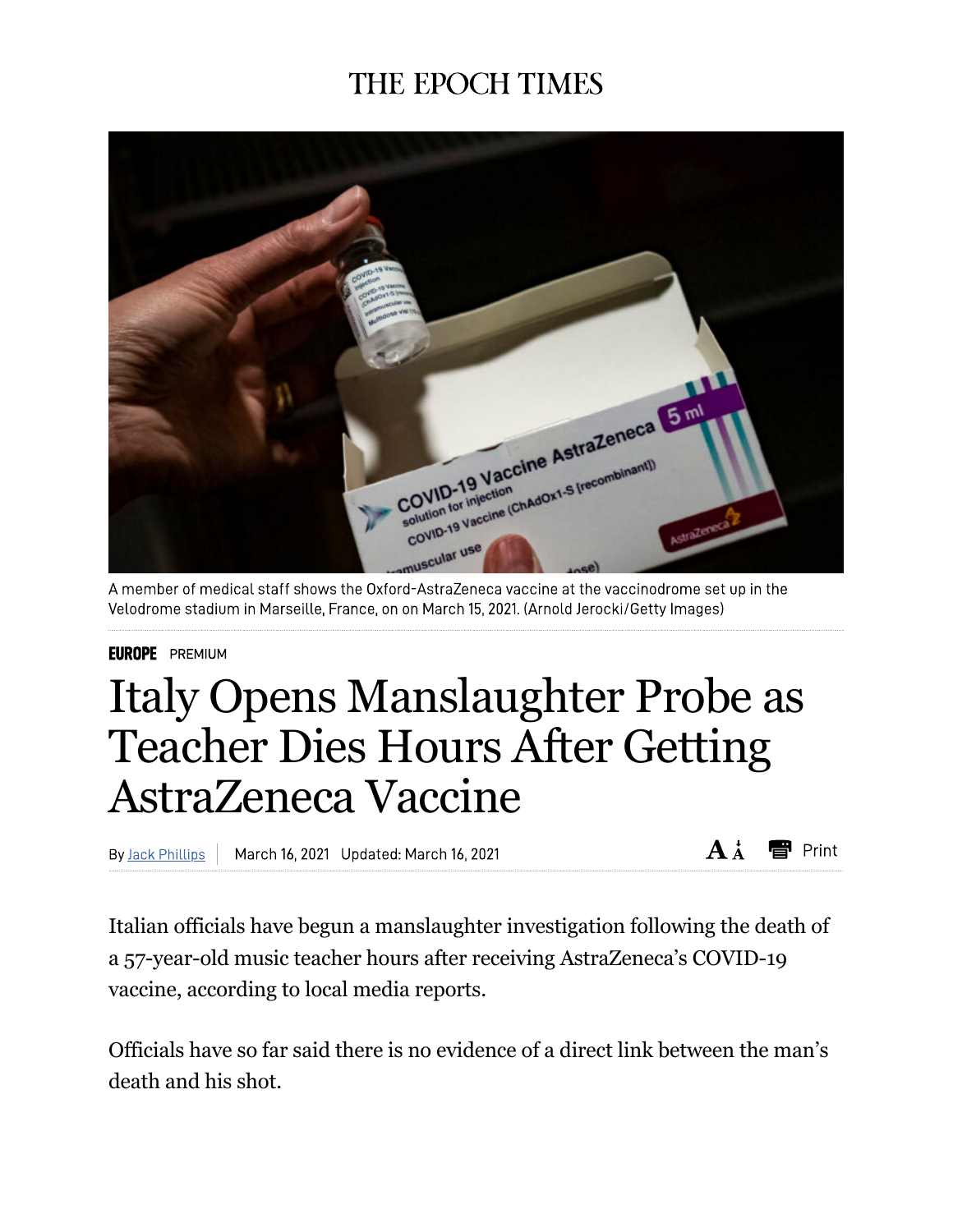THE EPOCH TIMES

A member of medical staff shows the Oxford-AstraZeneca vaccine at the vaccinodrome set up in the Velodrome stadium in Marseille, France, on on March 15, 2021. (Arnold Jerocki/Getty Images)

**EUROPE** PREMIUM

# Italy Opens Manslaughter Probe as Teacher Dies Hours After Getting AstraZeneca Vaccine

By Jack Phillips | March 16, 2021 Updated: March 16, 2021

Italian officials have begun a manslaughter investigation following the death of a 57-year-old music teacher hours after receiving AstraZeneca's COVID-19 vaccine, according to local media reports.

Officials have so far said there is no evidence of a direct link between the man's death and his shot.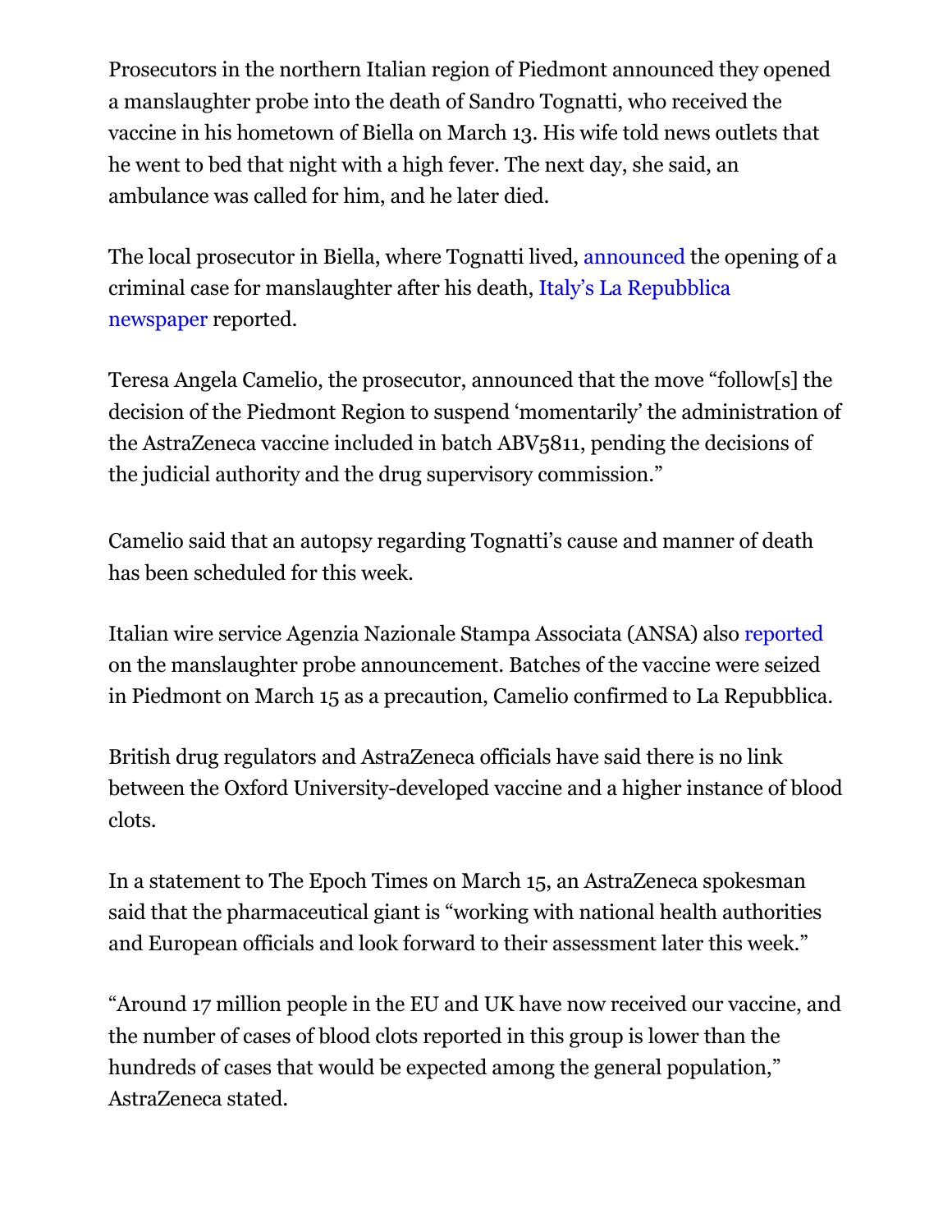Prosecutors in the northern Italian region of Piedmont announced they opened a manslaughter probe into the death of Sandro Tognatti, who received the vaccine in his hometown of Biella on March 13. His wife told news outlets that he went to bed that night with a high fever. The next day, she said, an ambulance was called for him, and he later died.

The local prosecutor in Biella, where Tognatti lived, announced the opening of a criminal case for manslaughter after his death, Italy's La Repubblica newspaper reported.

Teresa Angela Camelio, the prosecutor, announced that the move "follow[s] the decision of the Piedmont Region to suspend 'momentarily' the administration of the AstraZeneca vaccine included in batch ABV5811, pending the decisions of the judicial authority and the drug supervisory commission."

Camelio said that an autopsy regarding Tognatti's cause and manner of death has been scheduled for this week.

Italian wire service Agenzia Nazionale Stampa Associata (ANSA) also reported on the manslaughter probe announcement. Batches of the vaccine were seized in Piedmont on March 15 as a precaution, Camelio confirmed to La Repubblica.

British drug regulators and AstraZeneca officials have said there is no link between the Oxford University-developed vaccine and a higher instance of blood clots.

In a statement to The Epoch Times on March 15, an AstraZeneca spokesman said that the pharmaceutical giant is "working with national health authorities and European officials and look forward to their assessment later this week."

"Around 17 million people in the EU and UK have now received our vaccine, and the number of cases of blood clots reported in this group is lower than the hundreds of cases that would be expected among the general population," AstraZeneca stated.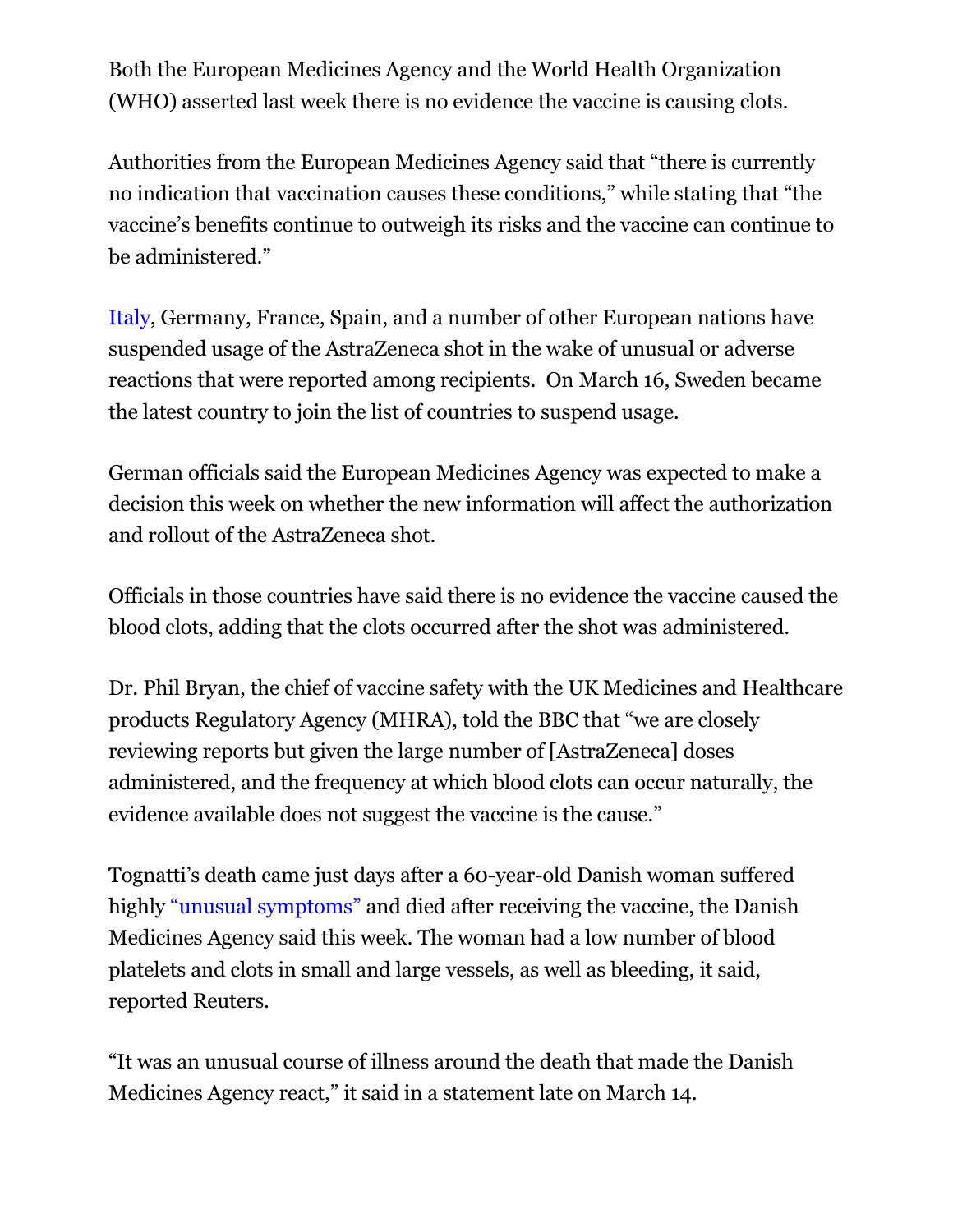Both the European Medicines Agency and the World Health Organization (WHO) asserted last week there is no evidence the vaccine is causing clots.

Authorities from the European Medicines Agency said that "there is currently no indication that vaccination causes these conditions," while stating that "the vaccine's benefits continue to outweigh its risks and the vaccine can continue to be administered."

Italy, Germany, France, Spain, and a number of other European nations have suspended usage of the AstraZeneca shot in the wake of unusual or adverse reactions that were reported among recipients.  On March 16, Sweden became the latest country to join the list of countries to suspend usage.

German officials said the European Medicines Agency was expected to make a decision this week on whether the new information will affect the authorization and rollout of the AstraZeneca shot.

Officials in those countries have said there is no evidence the vaccine caused the blood clots, adding that the clots occurred after the shot was administered.

Dr. Phil Bryan, the chief of vaccine safety with the UK Medicines and Healthcare products Regulatory Agency (MHRA), told the BBC that "we are closely reviewing reports but given the large number of [AstraZeneca] doses administered, and the frequency at which blood clots can occur naturally, the evidence available does not suggest the vaccine is the cause."

Tognatti's death came just days after a 60-year-old Danish woman suffered highly "unusual symptoms" and died after receiving the vaccine, the Danish Medicines Agency said this week. The woman had a low number of blood platelets and clots in small and large vessels, as well as bleeding, it said, reported Reuters.

"It was an unusual course of illness around the death that made the Danish Medicines Agency react," it said in a statement late on March 14.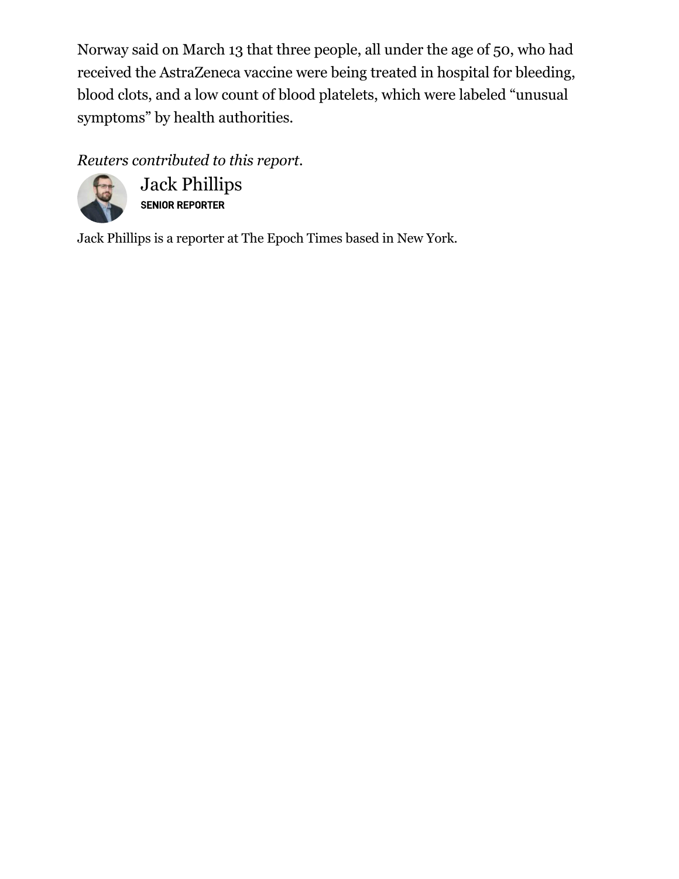Norway said on March 13 that three people, all under the age of 50, who had received the AstraZeneca vaccine were being treated in hospital for bleeding, blood clots, and a low count of blood platelets, which were labeled “unusual symptoms” by health authorities.

*Reuters contributed to this report.*

Jack Phillips

**SENIOR REPORTER**

Jack Phillips is a reporter at The Epoch Times based in New York.